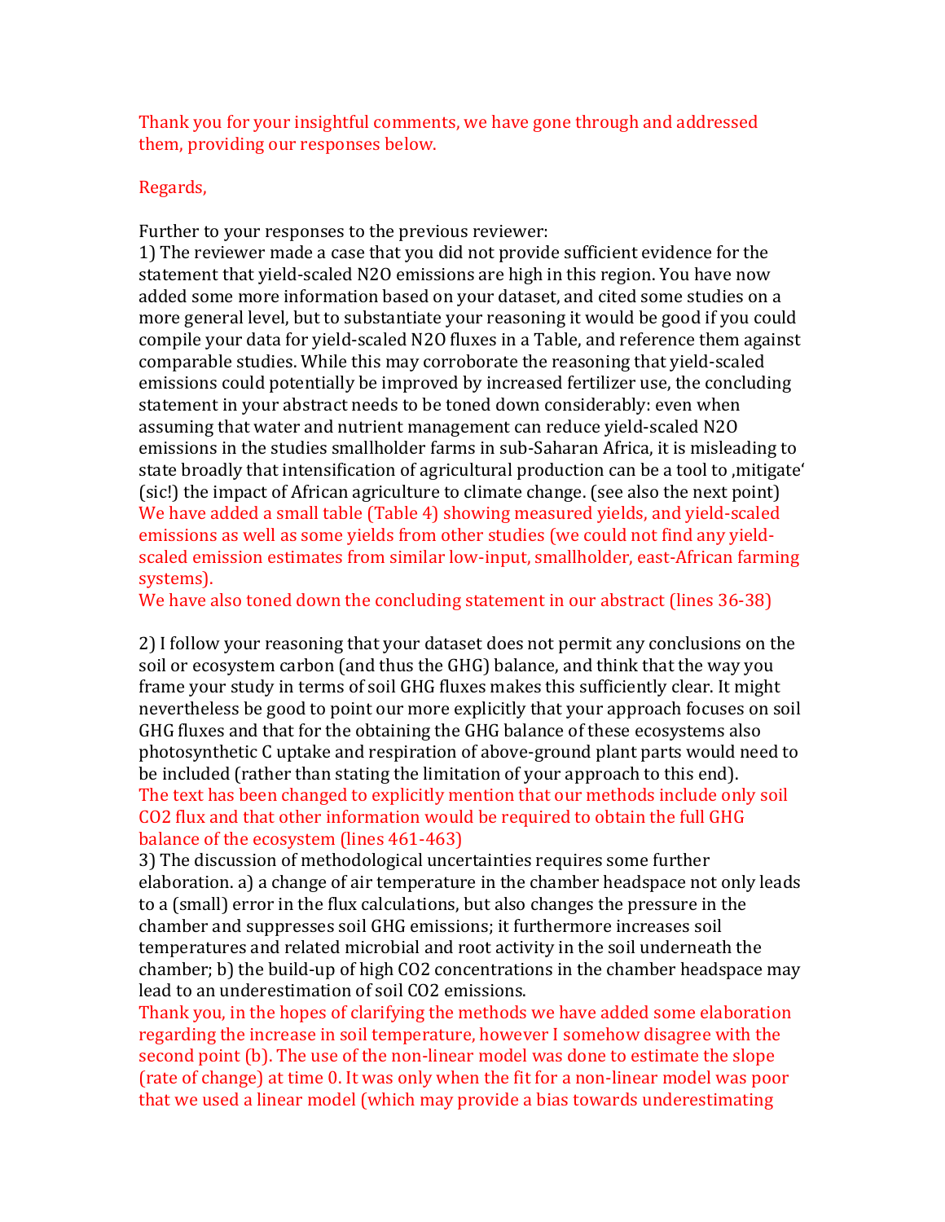Thank you for your insightful comments, we have gone through and addressed them, providing our responses below.

Regards,

Further to your responses to the previous reviewer:

1) The reviewer made a case that you did not provide sufficient evidence for the statement that yield-scaled $N_2O$ emissions are high in this region. You have now added some more information based on your dataset, and cited some studies on a more general level, but to substantiate your reasoning it would be good if you could compile your data for yield-scaled $N_2O$ fluxes in a Table, and reference them against comparable studies. While this may corroborate the reasoning that yield-scaled emissions could potentially be improved by increased fertilizer use, the concluding statement in your abstract needs to be toned down considerably: even when assuming that water and nutrient management can reduce yield-scaled $N_2O$ emissions in the studies smallholder farms in sub-Saharan Africa, it is misleading to state broadly that intensification of agricultural production can be a tool to ‚mitigate' (sic!) the impact of African agriculture to climate change. (see also the next point)

We have added a small table (Table 4) showing measured yields, and yield-scaled emissions as well as some yields from other studies (we could not find any yield-scaled emission estimates from similar low-input, smallholder, east-African farming systems).

We have also toned down the concluding statement in our abstract (lines 36-38)

2) I follow your reasoning that your dataset does not permit any conclusions on the soil or ecosystem carbon (and thus the GHG) balance, and think that the way you frame your study in terms of soil GHG fluxes makes this sufficiently clear. It might nevertheless be good to point our more explicitly that your approach focuses on soil GHG fluxes and that for the obtaining the GHG balance of these ecosystems also photosynthetic C uptake and respiration of above-ground plant parts would need to be included (rather than stating the limitation of your approach to this end).

The text has been changed to explicitly mention that our methods include only soil $CO_2$ flux and that other information would be required to obtain the full GHG balance of the ecosystem (lines 461-463)

3) The discussion of methodological uncertainties requires some further elaboration. a) a change of air temperature in the chamber headspace not only leads to a (small) error in the flux calculations, but also changes the pressure in the chamber and suppresses soil GHG emissions; it furthermore increases soil temperatures and related microbial and root activity in the soil underneath the chamber; b) the build-up of high $CO_2$ concentrations in the chamber headspace may lead to an underestimation of soil $CO_2$ emissions.

Thank you, in the hopes of clarifying the methods we have added some elaboration regarding the increase in soil temperature, however I somehow disagree with the second point (b). The use of the non-linear model was done to estimate the slope (rate of change) at time 0. It was only when the fit for a non-linear model was poor that we used a linear model (which may provide a bias towards underestimating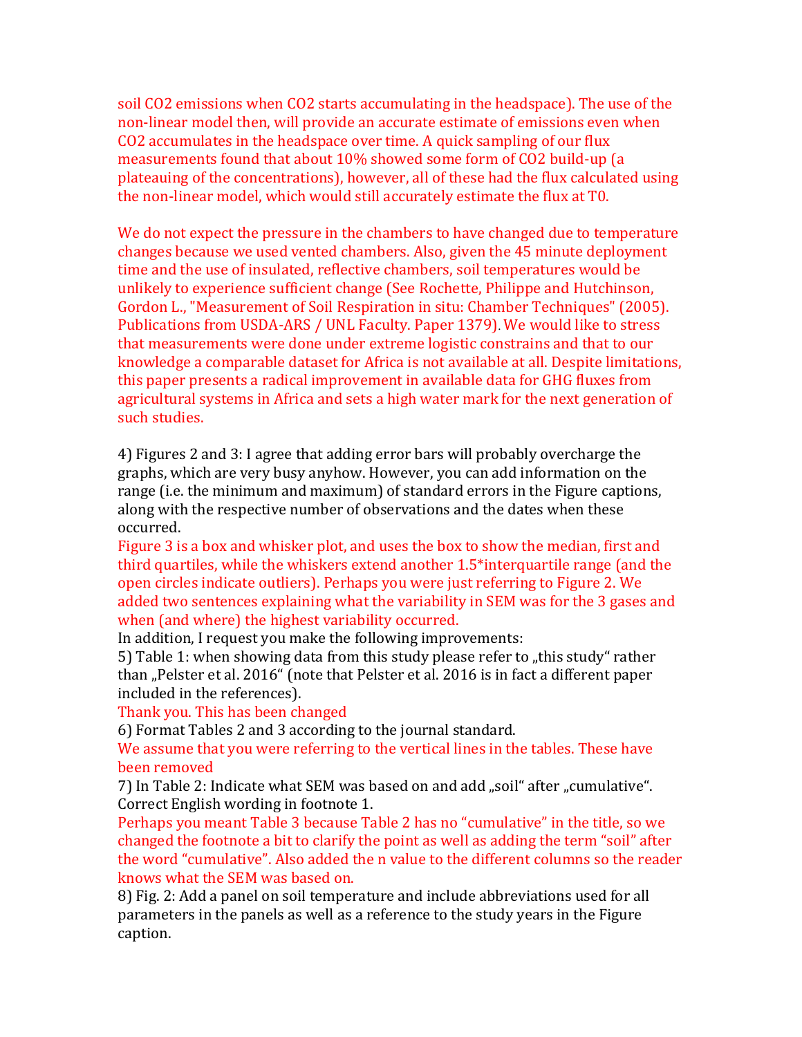soil $CO_2$ emissions when $CO_2$ starts accumulating in the headspace). The use of the non-linear model then, will provide an accurate estimate of emissions even when $CO_2$ accumulates in the headspace over time. A quick sampling of our flux measurements found that about 10% showed some form of $CO_2$ build-up (a plateauing of the concentrations), however, all of these had the flux calculated using the non-linear model, which would still accurately estimate the flux at T0.

We do not expect the pressure in the chambers to have changed due to temperature changes because we used vented chambers. Also, given the 45 minute deployment time and the use of insulated, reflective chambers, soil temperatures would be unlikely to experience sufficient change (See Rochette, Philippe and Hutchinson, Gordon L., "Measurement of Soil Respiration in situ: Chamber Techniques" (2005). Publications from USDA-ARS / UNL Faculty. Paper 1379). We would like to stress that measurements were done under extreme logistic constrains and that to our knowledge a comparable dataset for Africa is not available at all. Despite limitations, this paper presents a radical improvement in available data for GHG fluxes from agricultural systems in Africa and sets a high water mark for the next generation of such studies.

4) Figures 2 and 3: I agree that adding error bars will probably overcharge the graphs, which are very busy anyhow. However, you can add information on the range (i.e. the minimum and maximum) of standard errors in the Figure captions, along with the respective number of observations and the dates when these occurred.

Figure 3 is a box and whisker plot, and uses the box to show the median, first and third quartiles, while the whiskers extend another 1.5*interquartile range (and the open circles indicate outliers). Perhaps you were just referring to Figure 2. We added two sentences explaining what the variability in SEM was for the 3 gases and when (and where) the highest variability occurred.

In addition, I request you make the following improvements:

5) Table 1: when showing data from this study please refer to „this study" rather than „Pelster et al. 2016" (note that Pelster et al. 2016 is in fact a different paper included in the references).

Thank you. This has been changed

6) Format Tables 2 and 3 according to the journal standard.

We assume that you were referring to the vertical lines in the tables. These have been removed

7) In Table 2: Indicate what SEM was based on and add „soil" after „cumulative". Correct English wording in footnote 1.

Perhaps you meant Table 3 because Table 2 has no "cumulative" in the title, so we changed the footnote a bit to clarify the point as well as adding the term "soil" after the word "cumulative". Also added the n value to the different columns so the reader knows what the SEM was based on.

8) Fig. 2: Add a panel on soil temperature and include abbreviations used for all parameters in the panels as well as a reference to the study years in the Figure caption.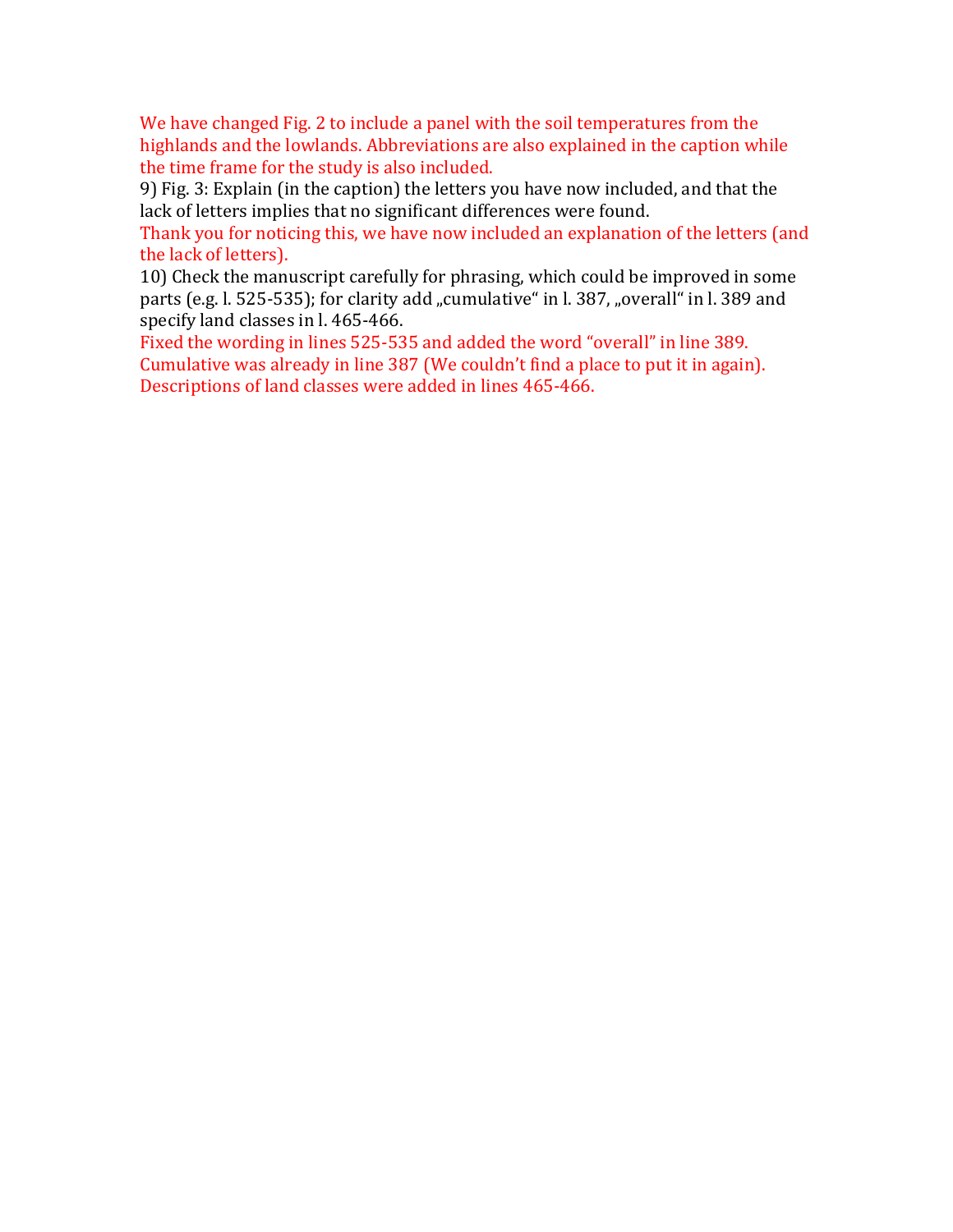We have changed Fig. 2 to include a panel with the soil temperatures from the highlands and the lowlands. Abbreviations are also explained in the caption while the time frame for the study is also included.

9) Fig. 3: Explain (in the caption) the letters you have now included, and that the lack of letters implies that no significant differences were found.

Thank you for noticing this, we have now included an explanation of the letters (and the lack of letters).

10) Check the manuscript carefully for phrasing, which could be improved in some parts (e.g. l. 525-535); for clarity add „cumulative" in l. 387, „overall" in l. 389 and specify land classes in l. 465-466.

Fixed the wording in lines 525-535 and added the word "overall" in line 389. Cumulative was already in line 387 (We couldn't find a place to put it in again). Descriptions of land classes were added in lines 465-466.